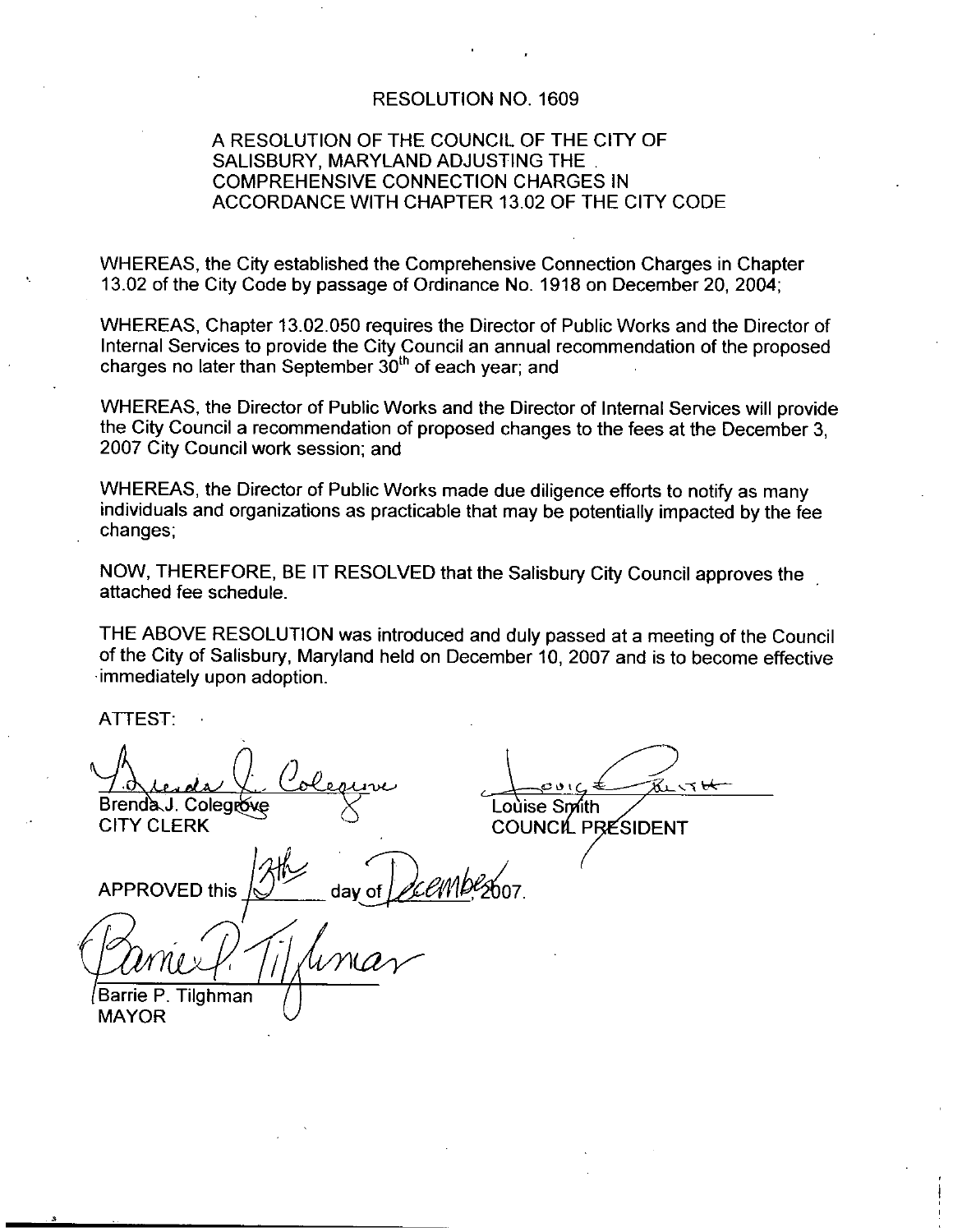# RESOLUTION NO. 1609

A RESOLUTION OF THE COUNCIL OF THE CITY OF SALISBURY, MARYLAND ADJUSTING THE COMPREHENSIVE CONNECTION CHARGES IN ACCORDANCE WITH CHAPTER 13.02 OF THE CITY CODE

WHEREAS, the City established the Comprehensive Connection Charges in Chapter 13.02 of the City Code by passage of Ordinance No. 1918 on December 20, 2004;

WHEREAS, Chapter 13.02.050 requires the Director of Public Works and the Director of Internal Services to provide the City Council an annual recommendation of the proposed charges no later than September 30th of each year; and

WHEREAS, the Director of Public Works and the Director of Internal Services will provide the City Council a recommendation of proposed changes to the fees at the December 3, 2007 City Council work session; and

WHEREAS, the Director of Public Works made due diligence efforts to notify as many individuals and organizations as practicable that may be potentially impacted by the fee changes;

NOW, THEREFORE, BE IT RESOLVED that the Salisbury City Council approves the attached fee schedule.

THE ABOVE RESOLUTION was introduced and duly passed at a meeting of the Council of the City of Salisbury, Maryland held on December 10, 2007 and is to become effective immediately upon adoption.

ATTEST:

Brenda J. Colegrove
CITY CLERK

Louise Smith
COUNCIL PRESIDENT

APPROVED this 13th day of December, 2007.

Barrie P. Tilghman
MAYOR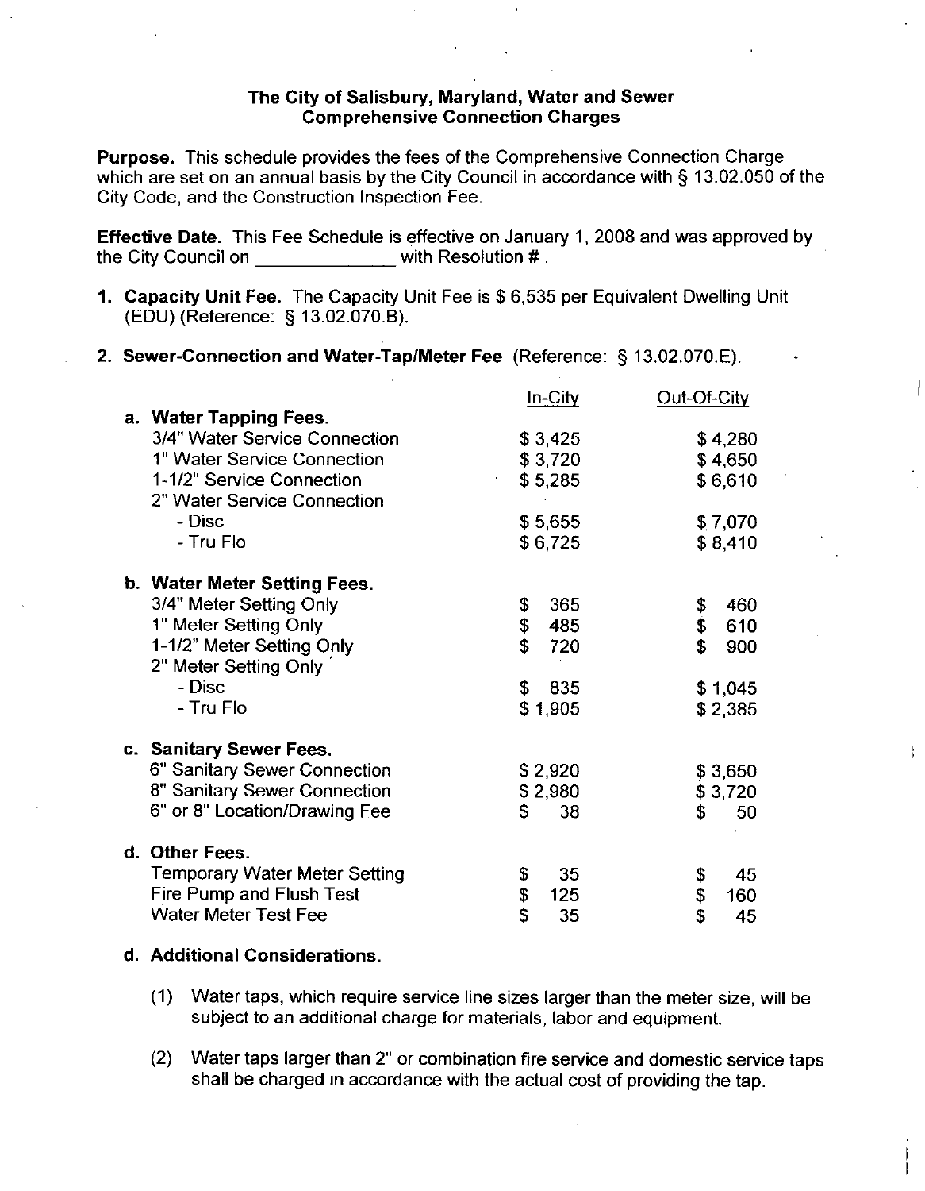**The City of Salisbury, Maryland, Water and Sewer Comprehensive Connection Charges**

**Purpose.** This schedule provides the fees of the Comprehensive Connection Charge which are set on an annual basis by the City Council in accordance with § 13.02.050 of the City Code, and the Construction Inspection Fee.

**Effective Date.** This Fee Schedule is effective on January 1, 2008 and was approved by the City Council on \_\_\_\_\_\_\_\_\_\_\_\_\_\_ with Resolution # .

1. **Capacity Unit Fee.** The Capacity Unit Fee is $ 6,535 per Equivalent Dwelling Unit (EDU) (Reference: § 13.02.070.B).

2. **Sewer-Connection and Water-Tap/Meter Fee** (Reference: § 13.02.070.E).

| | In-City | Out-Of-City |
|---|---|---|
| **a. Water Tapping Fees.** | | |
| 3/4" Water Service Connection | $ 3,425 | $ 4,280 |
| 1" Water Service Connection | $ 3,720 | $ 4,650 |
| 1-1/2" Service Connection | $ 5,285 | $ 6,610 |
| 2" Water Service Connection | | |
| - Disc | $ 5,655 | $ 7,070 |
| - Tru Flo | $ 6,725 | $ 8,410 |
| **b. Water Meter Setting Fees.** | | |
| 3/4" Meter Setting Only | $ 365 | $ 460 |
| 1" Meter Setting Only | $ 485 | $ 610 |
| 1-1/2" Meter Setting Only | $ 720 | $ 900 |
| 2" Meter Setting Only | | |
| - Disc | $ 835 | $ 1,045 |
| - Tru Flo | $ 1,905 | $ 2,385 |
| **c. Sanitary Sewer Fees.** | | |
| 6" Sanitary Sewer Connection | $ 2,920 | $ 3,650 |
| 8" Sanitary Sewer Connection | $ 2,980 | $ 3,720 |
| 6" or 8" Location/Drawing Fee | $ 38 | $ 50 |
| **d. Other Fees.** | | |
| Temporary Water Meter Setting | $ 35 | $ 45 |
| Fire Pump and Flush Test | $ 125 | $ 160 |
| Water Meter Test Fee | $ 35 | $ 45 |

**d. Additional Considerations.**

(1) Water taps, which require service line sizes larger than the meter size, will be subject to an additional charge for materials, labor and equipment.

(2) Water taps larger than 2" or combination fire service and domestic service taps shall be charged in accordance with the actual cost of providing the tap.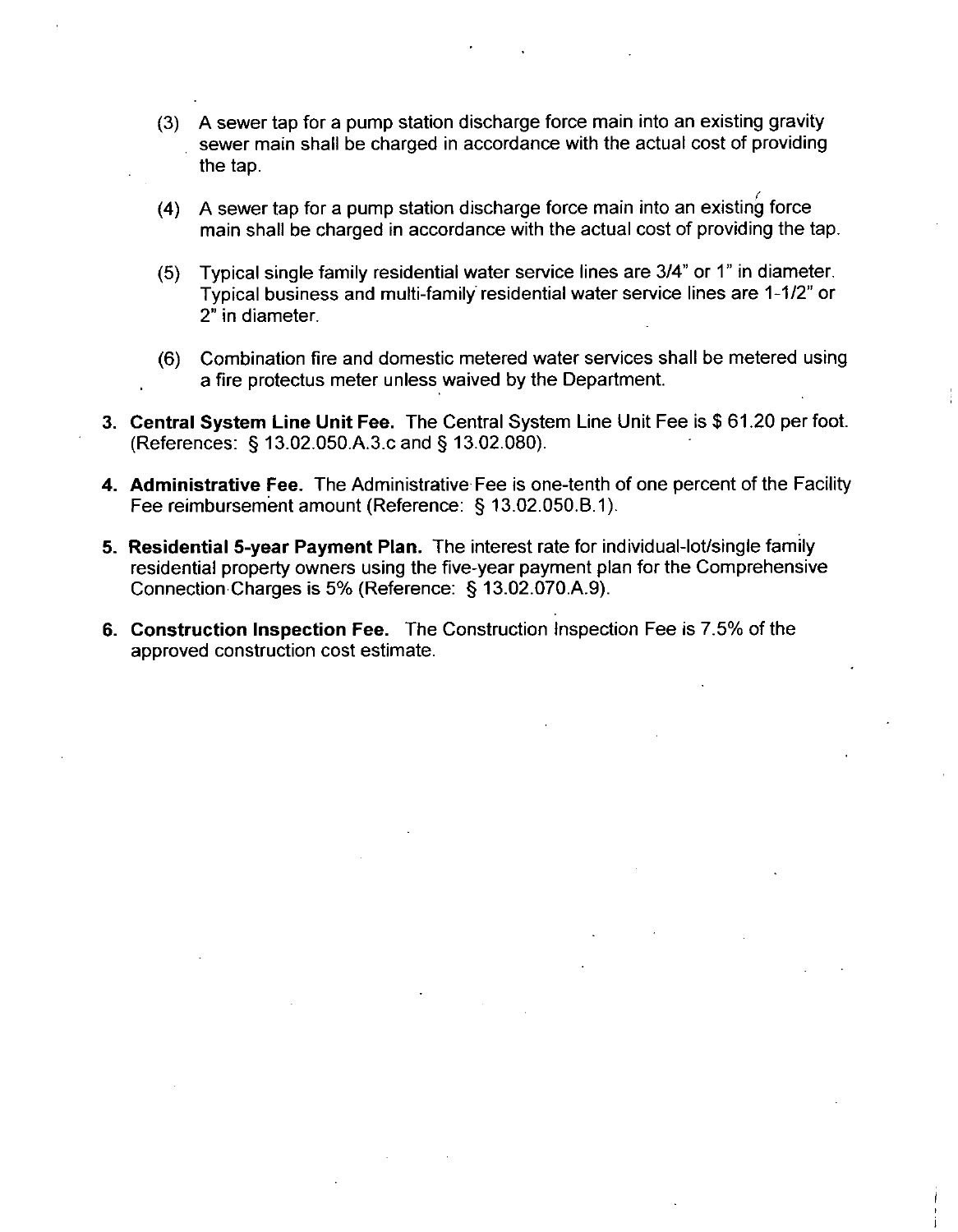(3) A sewer tap for a pump station discharge force main into an existing gravity sewer main shall be charged in accordance with the actual cost of providing the tap.

(4) A sewer tap for a pump station discharge force main into an existing force main shall be charged in accordance with the actual cost of providing the tap.

(5) Typical single family residential water service lines are 3/4" or 1" in diameter. Typical business and multi-family residential water service lines are 1-1/2" or 2" in diameter.

(6) Combination fire and domestic metered water services shall be metered using a fire protectus meter unless waived by the Department.

3. **Central System Line Unit Fee.** The Central System Line Unit Fee is $ 61.20 per foot. (References: § 13.02.050.A.3.c and § 13.02.080).

4. **Administrative Fee.** The Administrative Fee is one-tenth of one percent of the Facility Fee reimbursement amount (Reference: § 13.02.050.B.1).

5. **Residential 5-year Payment Plan.** The interest rate for individual-lot/single family residential property owners using the five-year payment plan for the Comprehensive Connection Charges is 5% (Reference: § 13.02.070.A.9).

6. **Construction Inspection Fee.** The Construction Inspection Fee is 7.5% of the approved construction cost estimate.